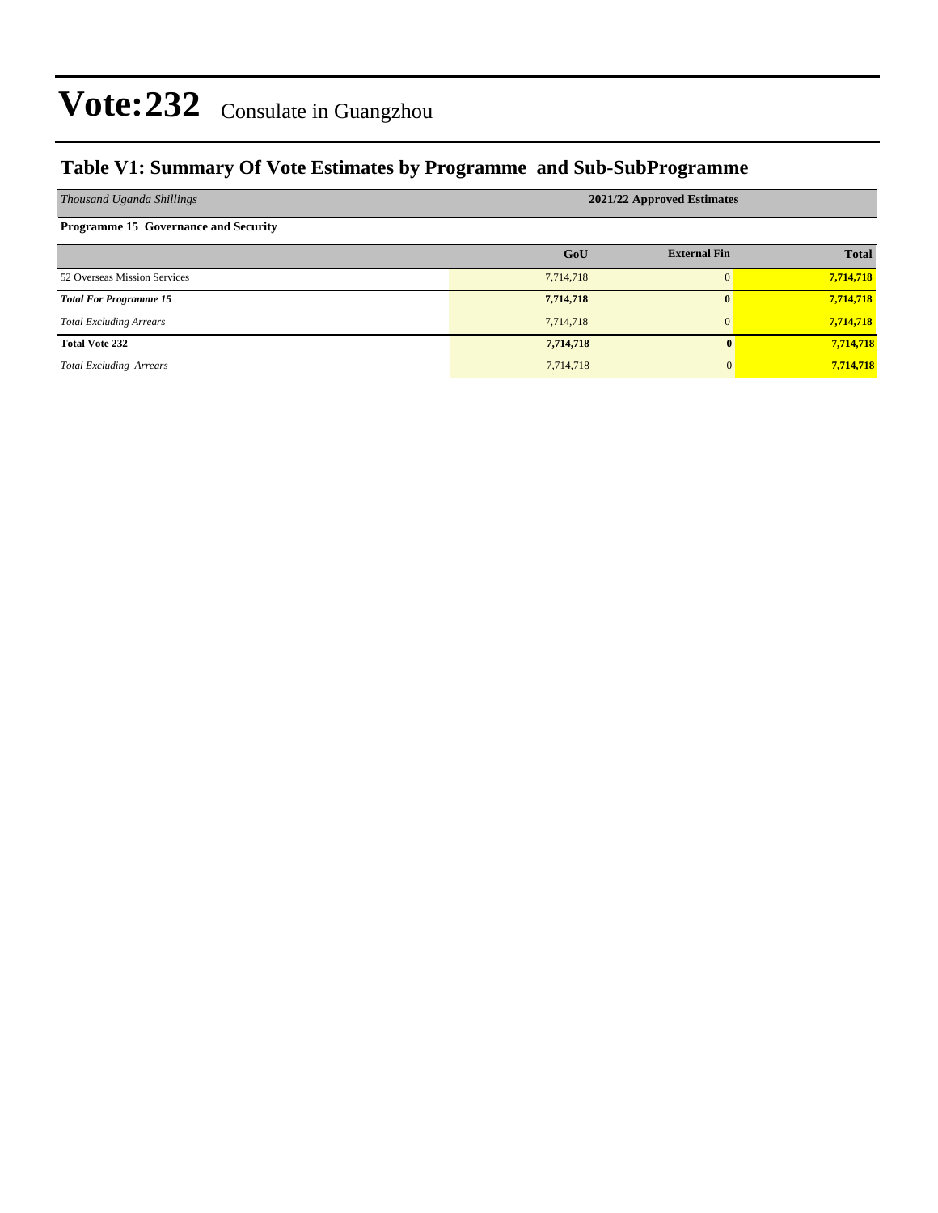# Vote:232 Consulate in Guangzhou

## Table V1: Summary Of Vote Estimates by Programme and Sub-SubProgramme

| *Thousand Uganda Shillings* | 2021/22 Approved Estimates | | |
|---|---|---|---|
| **Programme 15 Governance and Security** | | | |
| | **GoU** | **External Fin** | **Total** |
| 52 Overseas Mission Services | 7,714,718 | 0 | **7,714,718** |
| ***Total For Programme 15*** | **7,714,718** | **0** | **7,714,718** |
| *Total Excluding Arrears* | 7,714,718 | 0 | **7,714,718** |
| **Total Vote 232** | **7,714,718** | **0** | **7,714,718** |
| *Total Excluding Arrears* | 7,714,718 | 0 | **7,714,718** |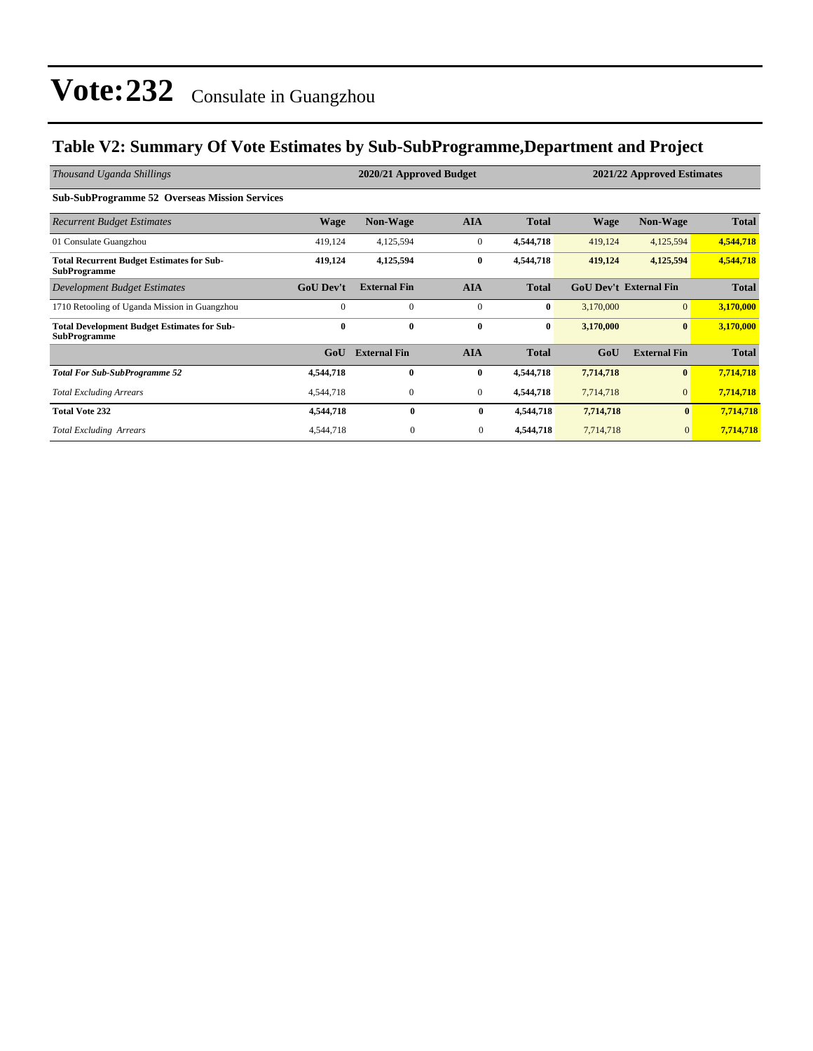# Vote:232 Consulate in Guangzhou

## Table V2: Summary Of Vote Estimates by Sub-SubProgramme,Department and Project

| *Thousand Uganda Shillings* | 2020/21 Approved Budget | | | | 2021/22 Approved Estimates | | |
|---|---|---|---|---|---|---|---|
| **Sub-SubProgramme 52 Overseas Mission Services** | | | | | | | |
| *Recurrent Budget Estimates* | **Wage** | **Non-Wage** | **AIA** | **Total** | **Wage** | **Non-Wage** | **Total** |
| 01 Consulate Guangzhou | 419,124 | 4,125,594 | 0 | **4,544,718** | 419,124 | 4,125,594 | **4,544,718** |
| **Total Recurrent Budget Estimates for Sub-SubProgramme** | **419,124** | **4,125,594** | **0** | **4,544,718** | **419,124** | **4,125,594** | **4,544,718** |
| *Development Budget Estimates* | **GoU Dev't** | **External Fin** | **AIA** | **Total** | **GoU Dev't** | **External Fin** | **Total** |
| 1710 Retooling of Uganda Mission in Guangzhou | 0 | 0 | 0 | **0** | 3,170,000 | 0 | **3,170,000** |
| **Total Development Budget Estimates for Sub-SubProgramme** | **0** | **0** | **0** | **0** | **3,170,000** | **0** | **3,170,000** |
| | **GoU** | **External Fin** | **AIA** | **Total** | **GoU** | **External Fin** | **Total** |
| ***Total For Sub-SubProgramme 52*** | **4,544,718** | **0** | **0** | **4,544,718** | **7,714,718** | **0** | **7,714,718** |
| *Total Excluding Arrears* | 4,544,718 | 0 | 0 | **4,544,718** | 7,714,718 | 0 | **7,714,718** |
| **Total Vote 232** | **4,544,718** | **0** | **0** | **4,544,718** | **7,714,718** | **0** | **7,714,718** |
| *Total Excluding Arrears* | 4,544,718 | 0 | 0 | **4,544,718** | 7,714,718 | 0 | **7,714,718** |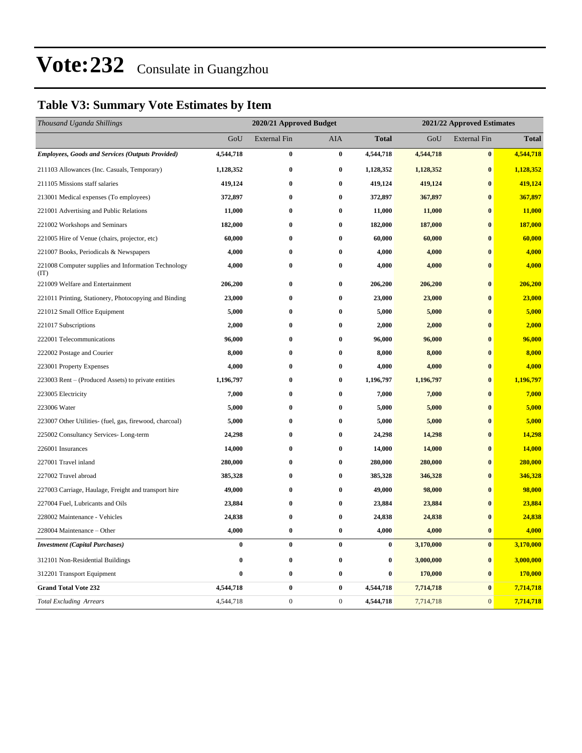# Vote:232 Consulate in Guangzhou

## Table V3: Summary Vote Estimates by Item

| *Thousand Uganda Shillings* | 2020/21 Approved Budget | | | | 2021/22 Approved Estimates | | |
|---|---|---|---|---|---|---|---|
| | GoU | External Fin | AIA | **Total** | GoU | External Fin | **Total** |
| ***Employees, Goods and Services (Outputs Provided)*** | **4,544,718** | **0** | **0** | **4,544,718** | **4,544,718** | **0** | **4,544,718** |
| 211103 Allowances (Inc. Casuals, Temporary) | **1,128,352** | **0** | **0** | **1,128,352** | **1,128,352** | **0** | **1,128,352** |
| 211105 Missions staff salaries | **419,124** | **0** | **0** | **419,124** | **419,124** | **0** | **419,124** |
| 213001 Medical expenses (To employees) | **372,897** | **0** | **0** | **372,897** | **367,897** | **0** | **367,897** |
| 221001 Advertising and Public Relations | **11,000** | **0** | **0** | **11,000** | **11,000** | **0** | **11,000** |
| 221002 Workshops and Seminars | **182,000** | **0** | **0** | **182,000** | **187,000** | **0** | **187,000** |
| 221005 Hire of Venue (chairs, projector, etc) | **60,000** | **0** | **0** | **60,000** | **60,000** | **0** | **60,000** |
| 221007 Books, Periodicals & Newspapers | **4,000** | **0** | **0** | **4,000** | **4,000** | **0** | **4,000** |
| 221008 Computer supplies and Information Technology (IT) | **4,000** | **0** | **0** | **4,000** | **4,000** | **0** | **4,000** |
| 221009 Welfare and Entertainment | **206,200** | **0** | **0** | **206,200** | **206,200** | **0** | **206,200** |
| 221011 Printing, Stationery, Photocopying and Binding | **23,000** | **0** | **0** | **23,000** | **23,000** | **0** | **23,000** |
| 221012 Small Office Equipment | **5,000** | **0** | **0** | **5,000** | **5,000** | **0** | **5,000** |
| 221017 Subscriptions | **2,000** | **0** | **0** | **2,000** | **2,000** | **0** | **2,000** |
| 222001 Telecommunications | **96,000** | **0** | **0** | **96,000** | **96,000** | **0** | **96,000** |
| 222002 Postage and Courier | **8,000** | **0** | **0** | **8,000** | **8,000** | **0** | **8,000** |
| 223001 Property Expenses | **4,000** | **0** | **0** | **4,000** | **4,000** | **0** | **4,000** |
| 223003 Rent – (Produced Assets) to private entities | **1,196,797** | **0** | **0** | **1,196,797** | **1,196,797** | **0** | **1,196,797** |
| 223005 Electricity | **7,000** | **0** | **0** | **7,000** | **7,000** | **0** | **7,000** |
| 223006 Water | **5,000** | **0** | **0** | **5,000** | **5,000** | **0** | **5,000** |
| 223007 Other Utilities- (fuel, gas, firewood, charcoal) | **5,000** | **0** | **0** | **5,000** | **5,000** | **0** | **5,000** |
| 225002 Consultancy Services- Long-term | **24,298** | **0** | **0** | **24,298** | **14,298** | **0** | **14,298** |
| 226001 Insurances | **14,000** | **0** | **0** | **14,000** | **14,000** | **0** | **14,000** |
| 227001 Travel inland | **280,000** | **0** | **0** | **280,000** | **280,000** | **0** | **280,000** |
| 227002 Travel abroad | **385,328** | **0** | **0** | **385,328** | **346,328** | **0** | **346,328** |
| 227003 Carriage, Haulage, Freight and transport hire | **49,000** | **0** | **0** | **49,000** | **98,000** | **0** | **98,000** |
| 227004 Fuel, Lubricants and Oils | **23,884** | **0** | **0** | **23,884** | **23,884** | **0** | **23,884** |
| 228002 Maintenance - Vehicles | **24,838** | **0** | **0** | **24,838** | **24,838** | **0** | **24,838** |
| 228004 Maintenance – Other | **4,000** | **0** | **0** | **4,000** | **4,000** | **0** | **4,000** |
| ***Investment (Capital Purchases)*** | **0** | **0** | **0** | **0** | **3,170,000** | **0** | **3,170,000** |
| 312101 Non-Residential Buildings | **0** | **0** | **0** | **0** | **3,000,000** | **0** | **3,000,000** |
| 312201 Transport Equipment | **0** | **0** | **0** | **0** | **170,000** | **0** | **170,000** |
| **Grand Total Vote 232** | **4,544,718** | **0** | **0** | **4,544,718** | **7,714,718** | **0** | **7,714,718** |
| *Total Excluding Arrears* | 4,544,718 | 0 | 0 | **4,544,718** | 7,714,718 | 0 | **7,714,718** |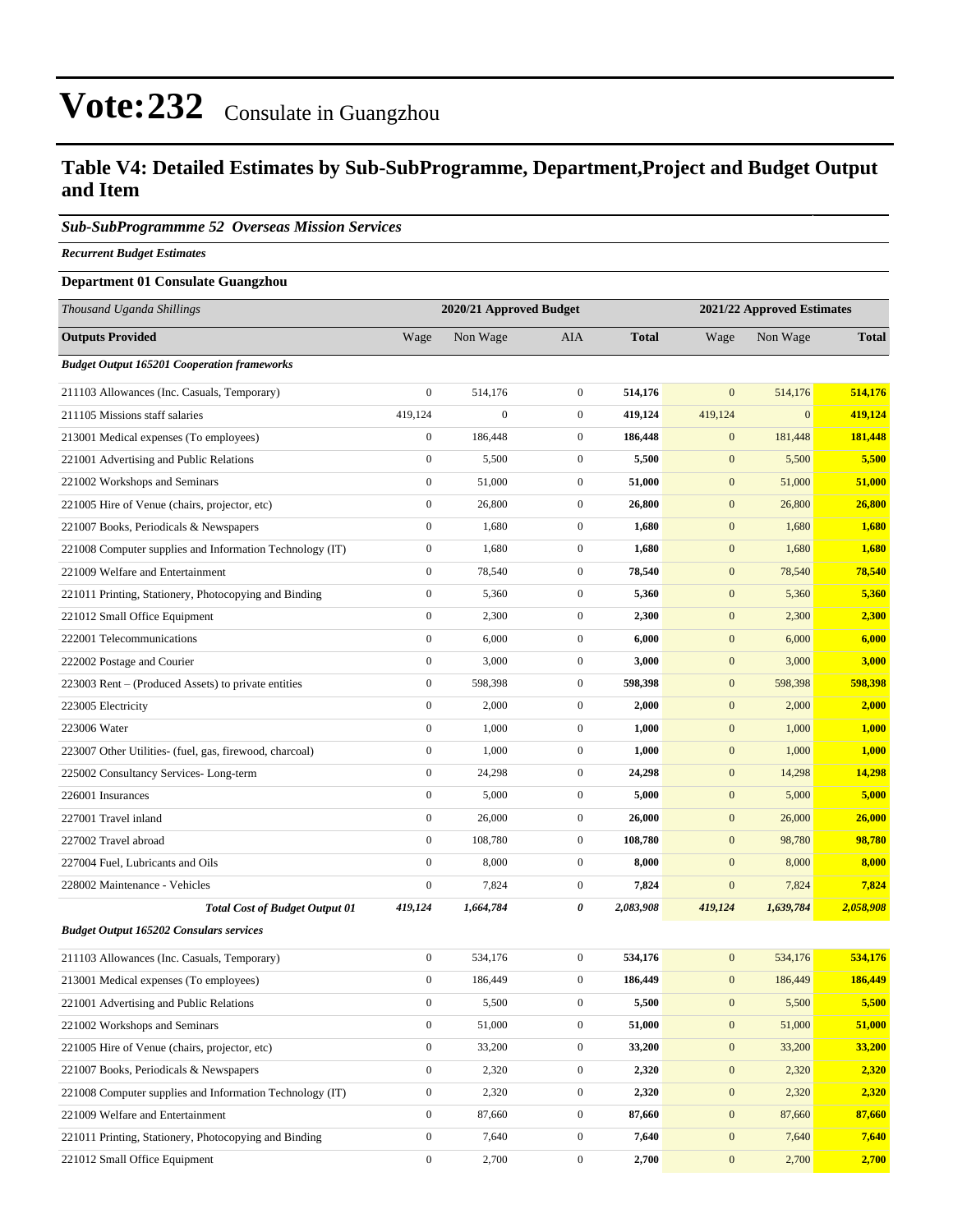# Vote:232 Consulate in Guangzhou

## Table V4: Detailed Estimates by Sub-SubProgramme, Department,Project and Budget Output and Item

### *Sub-SubProgrammme 52 Overseas Mission Services*

***Recurrent Budget Estimates***

**Department 01 Consulate Guangzhou**

| *Thousand Uganda Shillings* | 2020/21 Approved Budget | | | | 2021/22 Approved Estimates | | |
|---|---|---|---|---|---|---|---|
| **Outputs Provided** | Wage | Non Wage | AIA | **Total** | Wage | Non Wage | **Total** |
| ***Budget Output 165201 Cooperation frameworks*** | | | | | | | |
| 211103 Allowances (Inc. Casuals, Temporary) | 0 | 514,176 | 0 | **514,176** | 0 | 514,176 | **514,176** |
| 211105 Missions staff salaries | 419,124 | 0 | 0 | **419,124** | 419,124 | 0 | **419,124** |
| 213001 Medical expenses (To employees) | 0 | 186,448 | 0 | **186,448** | 0 | 181,448 | **181,448** |
| 221001 Advertising and Public Relations | 0 | 5,500 | 0 | **5,500** | 0 | 5,500 | **5,500** |
| 221002 Workshops and Seminars | 0 | 51,000 | 0 | **51,000** | 0 | 51,000 | **51,000** |
| 221005 Hire of Venue (chairs, projector, etc) | 0 | 26,800 | 0 | **26,800** | 0 | 26,800 | **26,800** |
| 221007 Books, Periodicals & Newspapers | 0 | 1,680 | 0 | **1,680** | 0 | 1,680 | **1,680** |
| 221008 Computer supplies and Information Technology (IT) | 0 | 1,680 | 0 | **1,680** | 0 | 1,680 | **1,680** |
| 221009 Welfare and Entertainment | 0 | 78,540 | 0 | **78,540** | 0 | 78,540 | **78,540** |
| 221011 Printing, Stationery, Photocopying and Binding | 0 | 5,360 | 0 | **5,360** | 0 | 5,360 | **5,360** |
| 221012 Small Office Equipment | 0 | 2,300 | 0 | **2,300** | 0 | 2,300 | **2,300** |
| 222001 Telecommunications | 0 | 6,000 | 0 | **6,000** | 0 | 6,000 | **6,000** |
| 222002 Postage and Courier | 0 | 3,000 | 0 | **3,000** | 0 | 3,000 | **3,000** |
| 223003 Rent – (Produced Assets) to private entities | 0 | 598,398 | 0 | **598,398** | 0 | 598,398 | **598,398** |
| 223005 Electricity | 0 | 2,000 | 0 | **2,000** | 0 | 2,000 | **2,000** |
| 223006 Water | 0 | 1,000 | 0 | **1,000** | 0 | 1,000 | **1,000** |
| 223007 Other Utilities- (fuel, gas, firewood, charcoal) | 0 | 1,000 | 0 | **1,000** | 0 | 1,000 | **1,000** |
| 225002 Consultancy Services- Long-term | 0 | 24,298 | 0 | **24,298** | 0 | 14,298 | **14,298** |
| 226001 Insurances | 0 | 5,000 | 0 | **5,000** | 0 | 5,000 | **5,000** |
| 227001 Travel inland | 0 | 26,000 | 0 | **26,000** | 0 | 26,000 | **26,000** |
| 227002 Travel abroad | 0 | 108,780 | 0 | **108,780** | 0 | 98,780 | **98,780** |
| 227004 Fuel, Lubricants and Oils | 0 | 8,000 | 0 | **8,000** | 0 | 8,000 | **8,000** |
| 228002 Maintenance - Vehicles | 0 | 7,824 | 0 | **7,824** | 0 | 7,824 | **7,824** |
| ***Total Cost of Budget Output 01*** | ***419,124*** | ***1,664,784*** | ***0*** | ***2,083,908*** | ***419,124*** | ***1,639,784*** | ***2,058,908*** |
| ***Budget Output 165202 Consulars services*** | | | | | | | |
| 211103 Allowances (Inc. Casuals, Temporary) | 0 | 534,176 | 0 | **534,176** | 0 | 534,176 | **534,176** |
| 213001 Medical expenses (To employees) | 0 | 186,449 | 0 | **186,449** | 0 | 186,449 | **186,449** |
| 221001 Advertising and Public Relations | 0 | 5,500 | 0 | **5,500** | 0 | 5,500 | **5,500** |
| 221002 Workshops and Seminars | 0 | 51,000 | 0 | **51,000** | 0 | 51,000 | **51,000** |
| 221005 Hire of Venue (chairs, projector, etc) | 0 | 33,200 | 0 | **33,200** | 0 | 33,200 | **33,200** |
| 221007 Books, Periodicals & Newspapers | 0 | 2,320 | 0 | **2,320** | 0 | 2,320 | **2,320** |
| 221008 Computer supplies and Information Technology (IT) | 0 | 2,320 | 0 | **2,320** | 0 | 2,320 | **2,320** |
| 221009 Welfare and Entertainment | 0 | 87,660 | 0 | **87,660** | 0 | 87,660 | **87,660** |
| 221011 Printing, Stationery, Photocopying and Binding | 0 | 7,640 | 0 | **7,640** | 0 | 7,640 | **7,640** |
| 221012 Small Office Equipment | 0 | 2,700 | 0 | **2,700** | 0 | 2,700 | **2,700** |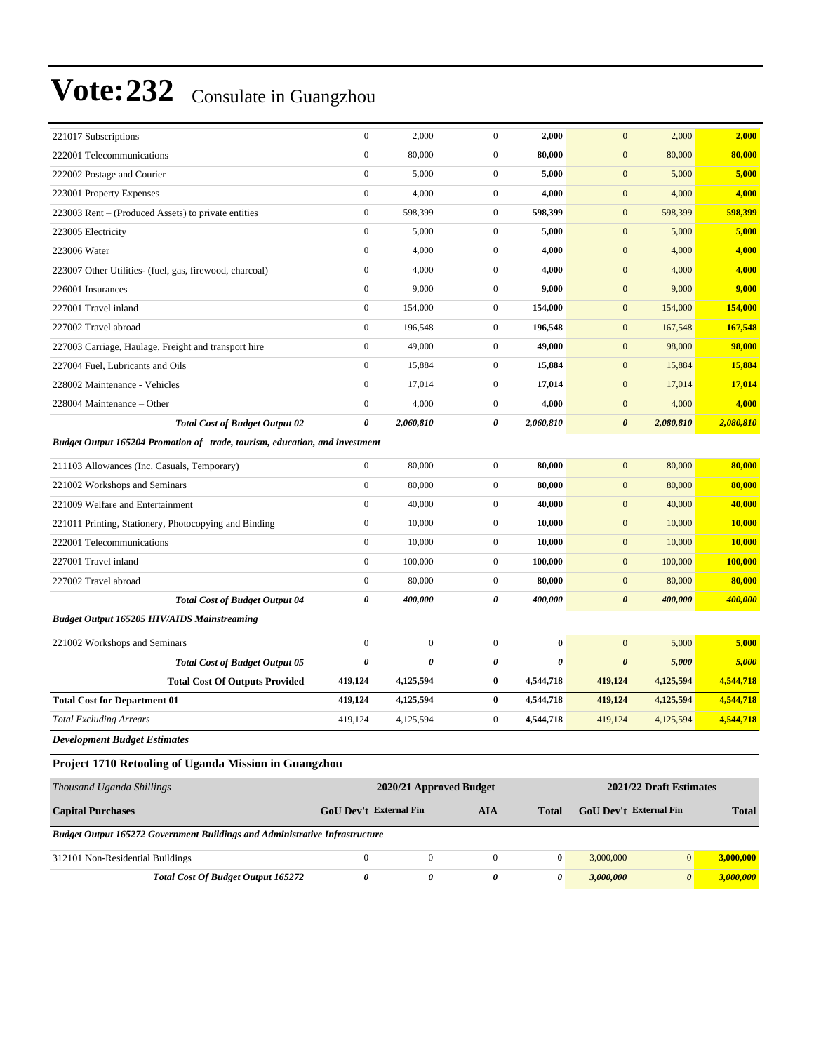# Vote:232 Consulate in Guangzhou

| | | | | | | | |
|---|---|---|---|---|---|---|---|
| 221017 Subscriptions | 0 | 2,000 | 0 | **2,000** | 0 | 2,000 | **2,000** |
| 222001 Telecommunications | 0 | 80,000 | 0 | **80,000** | 0 | 80,000 | **80,000** |
| 222002 Postage and Courier | 0 | 5,000 | 0 | **5,000** | 0 | 5,000 | **5,000** |
| 223001 Property Expenses | 0 | 4,000 | 0 | **4,000** | 0 | 4,000 | **4,000** |
| 223003 Rent – (Produced Assets) to private entities | 0 | 598,399 | 0 | **598,399** | 0 | 598,399 | **598,399** |
| 223005 Electricity | 0 | 5,000 | 0 | **5,000** | 0 | 5,000 | **5,000** |
| 223006 Water | 0 | 4,000 | 0 | **4,000** | 0 | 4,000 | **4,000** |
| 223007 Other Utilities- (fuel, gas, firewood, charcoal) | 0 | 4,000 | 0 | **4,000** | 0 | 4,000 | **4,000** |
| 226001 Insurances | 0 | 9,000 | 0 | **9,000** | 0 | 9,000 | **9,000** |
| 227001 Travel inland | 0 | 154,000 | 0 | **154,000** | 0 | 154,000 | **154,000** |
| 227002 Travel abroad | 0 | 196,548 | 0 | **196,548** | 0 | 167,548 | **167,548** |
| 227003 Carriage, Haulage, Freight and transport hire | 0 | 49,000 | 0 | **49,000** | 0 | 98,000 | **98,000** |
| 227004 Fuel, Lubricants and Oils | 0 | 15,884 | 0 | **15,884** | 0 | 15,884 | **15,884** |
| 228002 Maintenance - Vehicles | 0 | 17,014 | 0 | **17,014** | 0 | 17,014 | **17,014** |
| 228004 Maintenance – Other | 0 | 4,000 | 0 | **4,000** | 0 | 4,000 | **4,000** |
| ***Total Cost of Budget Output 02*** | ***0*** | ***2,060,810*** | ***0*** | ***2,060,810*** | ***0*** | ***2,080,810*** | ***2,080,810*** |
| ***Budget Output 165204 Promotion of trade, tourism, education, and investment*** | | | | | | | |
| 211103 Allowances (Inc. Casuals, Temporary) | 0 | 80,000 | 0 | **80,000** | 0 | 80,000 | **80,000** |
| 221002 Workshops and Seminars | 0 | 80,000 | 0 | **80,000** | 0 | 80,000 | **80,000** |
| 221009 Welfare and Entertainment | 0 | 40,000 | 0 | **40,000** | 0 | 40,000 | **40,000** |
| 221011 Printing, Stationery, Photocopying and Binding | 0 | 10,000 | 0 | **10,000** | 0 | 10,000 | **10,000** |
| 222001 Telecommunications | 0 | 10,000 | 0 | **10,000** | 0 | 10,000 | **10,000** |
| 227001 Travel inland | 0 | 100,000 | 0 | **100,000** | 0 | 100,000 | **100,000** |
| 227002 Travel abroad | 0 | 80,000 | 0 | **80,000** | 0 | 80,000 | **80,000** |
| ***Total Cost of Budget Output 04*** | ***0*** | ***400,000*** | ***0*** | ***400,000*** | ***0*** | ***400,000*** | ***400,000*** |
| ***Budget Output 165205 HIV/AIDS Mainstreaming*** | | | | | | | |
| 221002 Workshops and Seminars | 0 | 0 | 0 | **0** | 0 | 5,000 | **5,000** |
| ***Total Cost of Budget Output 05*** | ***0*** | ***0*** | ***0*** | ***0*** | ***0*** | ***5,000*** | ***5,000*** |
| **Total Cost Of Outputs Provided** | **419,124** | **4,125,594** | **0** | **4,544,718** | **419,124** | **4,125,594** | **4,544,718** |
| **Total Cost for Department 01** | **419,124** | **4,125,594** | **0** | **4,544,718** | **419,124** | **4,125,594** | **4,544,718** |
| *Total Excluding Arrears* | 419,124 | 4,125,594 | 0 | **4,544,718** | 419,124 | 4,125,594 | **4,544,718** |

***Development Budget Estimates***

## Project 1710 Retooling of Uganda Mission in Guangzhou

| *Thousand Uganda Shillings* | 2020/21 Approved Budget | | | | 2021/22 Draft Estimates | | |
|---|---|---|---|---|---|---|---|
| **Capital Purchases** | **GoU Dev't** | **External Fin** | **AIA** | **Total** | **GoU Dev't** | **External Fin** | **Total** |
| ***Budget Output 165272 Government Buildings and Administrative Infrastructure*** | | | | | | | |
| 312101 Non-Residential Buildings | 0 | 0 | 0 | **0** | 3,000,000 | 0 | **3,000,000** |
| ***Total Cost Of Budget Output 165272*** | ***0*** | ***0*** | ***0*** | ***0*** | ***3,000,000*** | ***0*** | ***3,000,000*** |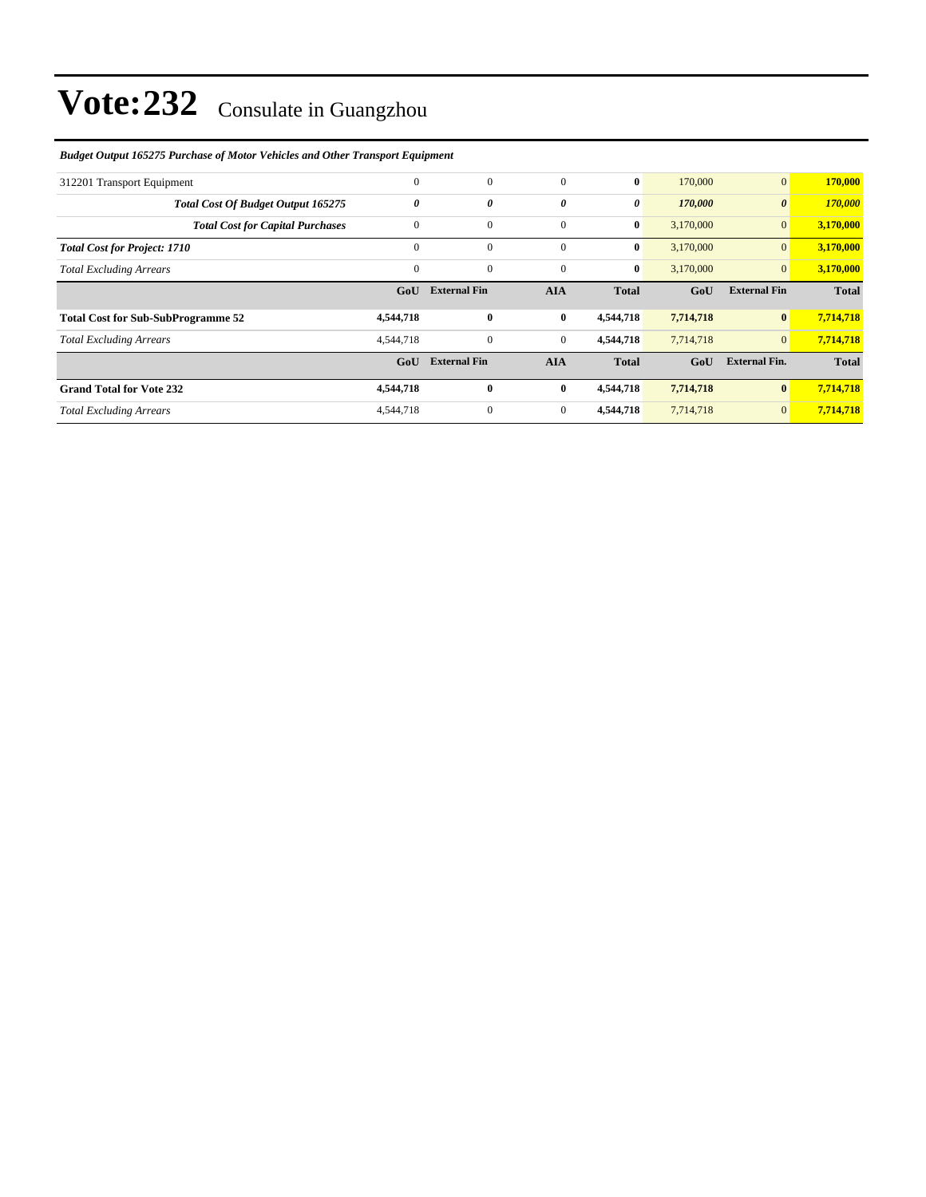# Vote:232 Consulate in Guangzhou

***Budget Output 165275 Purchase of Motor Vehicles and Other Transport Equipment***

| | | | | | | | |
|---|---|---|---|---|---|---|---|
| 312201 Transport Equipment | 0 | 0 | 0 | **0** | 170,000 | 0 | **170,000** |
| ***Total Cost Of Budget Output 165275*** | ***0*** | ***0*** | ***0*** | ***0*** | ***170,000*** | ***0*** | ***170,000*** |
| ***Total Cost for Capital Purchases*** | 0 | 0 | 0 | **0** | 3,170,000 | 0 | **3,170,000** |
| ***Total Cost for Project: 1710*** | 0 | 0 | 0 | **0** | 3,170,000 | 0 | **3,170,000** |
| *Total Excluding Arrears* | 0 | 0 | 0 | **0** | 3,170,000 | 0 | **3,170,000** |
| | **GoU** | **External Fin** | **AIA** | **Total** | **GoU** | **External Fin** | **Total** |
| **Total Cost for Sub-SubProgramme 52** | **4,544,718** | **0** | **0** | **4,544,718** | **7,714,718** | **0** | **7,714,718** |
| *Total Excluding Arrears* | 4,544,718 | 0 | 0 | **4,544,718** | 7,714,718 | 0 | **7,714,718** |
| | **GoU** | **External Fin** | **AIA** | **Total** | **GoU** | **External Fin.** | **Total** |
| **Grand Total for Vote 232** | **4,544,718** | **0** | **0** | **4,544,718** | **7,714,718** | **0** | **7,714,718** |
| *Total Excluding Arrears* | 4,544,718 | 0 | 0 | **4,544,718** | 7,714,718 | 0 | **7,714,718** |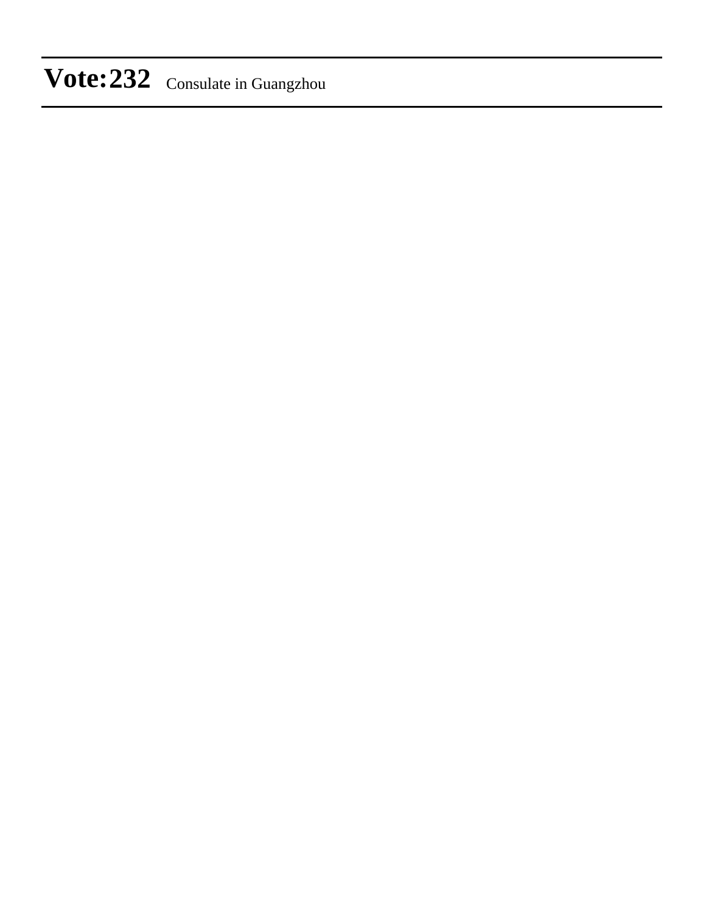# Vote:232 Consulate in Guangzhou